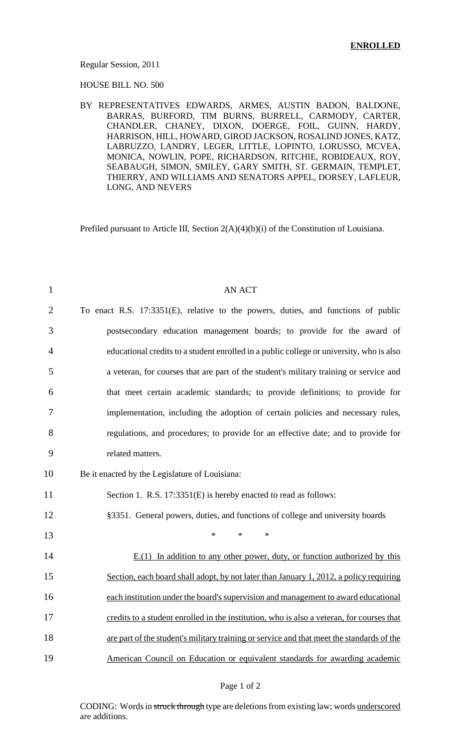**ENROLLED**

Regular Session, 2011

HOUSE BILL NO. 500

BY REPRESENTATIVES EDWARDS, ARMES, AUSTIN BADON, BALDONE, BARRAS, BURFORD, TIM BURNS, BURRELL, CARMODY, CARTER, CHANDLER, CHANEY, DIXON, DOERGE, FOIL, GUINN, HARDY, HARRISON, HILL, HOWARD, GIROD JACKSON, ROSALIND JONES, KATZ, LABRUZZO, LANDRY, LEGER, LITTLE, LOPINTO, LORUSSO, MCVEA, MONICA, NOWLIN, POPE, RICHARDSON, RITCHIE, ROBIDEAUX, ROY, SEABAUGH, SIMON, SMILEY, GARY SMITH, ST. GERMAIN, TEMPLET, THIERRY, AND WILLIAMS AND SENATORS APPEL, DORSEY, LAFLEUR, LONG, AND NEVERS

Prefiled pursuant to Article III, Section 2(A)(4)(b)(i) of the Constitution of Louisiana.

AN ACT

To enact R.S. 17:3351(E), relative to the powers, duties, and functions of public postsecondary education management boards; to provide for the award of educational credits to a student enrolled in a public college or university, who is also a veteran, for courses that are part of the student's military training or service and that meet certain academic standards; to provide definitions; to provide for implementation, including the adoption of certain policies and necessary rules, regulations, and procedures; to provide for an effective date; and to provide for related matters.

Be it enacted by the Legislature of Louisiana:

Section 1. R.S. 17:3351(E) is hereby enacted to read as follows:

§3351. General powers, duties, and functions of college and university boards

\* \* \*

<u>E.(1) In addition to any other power, duty, or function authorized by this Section, each board shall adopt, by not later than January 1, 2012, a policy requiring each institution under the board's supervision and management to award educational credits to a student enrolled in the institution, who is also a veteran, for courses that are part of the student's military training or service and that meet the standards of the American Council on Education or equivalent standards for awarding academic</u>

CODING: Words in ~~struck through~~ type are deletions from existing law; words <u>underscored</u> are additions.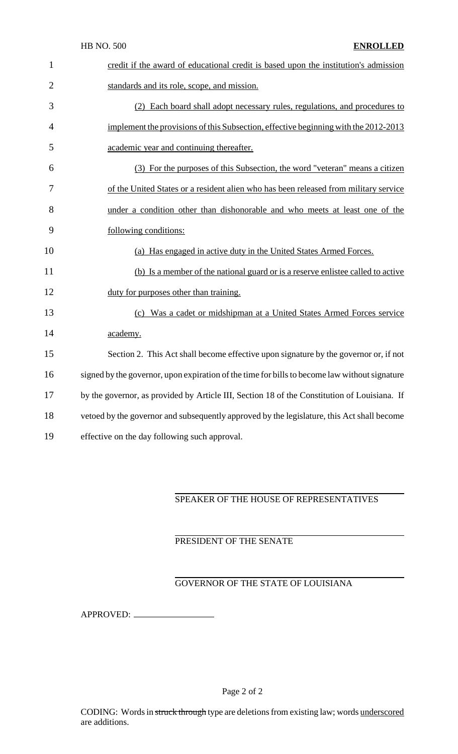credit if the award of educational credit is based upon the institution's admission standards and its role, scope, and mission.

(2) Each board shall adopt necessary rules, regulations, and procedures to implement the provisions of this Subsection, effective beginning with the 2012-2013 academic year and continuing thereafter.

(3) For the purposes of this Subsection, the word "veteran" means a citizen of the United States or a resident alien who has been released from military service under a condition other than dishonorable and who meets at least one of the following conditions:

(a) Has engaged in active duty in the United States Armed Forces.

(b) Is a member of the national guard or is a reserve enlistee called to active duty for purposes other than training.

(c) Was a cadet or midshipman at a United States Armed Forces service academy.

Section 2. This Act shall become effective upon signature by the governor or, if not signed by the governor, upon expiration of the time for bills to become law without signature by the governor, as provided by Article III, Section 18 of the Constitution of Louisiana. If vetoed by the governor and subsequently approved by the legislature, this Act shall become effective on the day following such approval.

SPEAKER OF THE HOUSE OF REPRESENTATIVES

PRESIDENT OF THE SENATE

GOVERNOR OF THE STATE OF LOUISIANA

APPROVED: \_\_\_\_\_\_\_\_\_\_\_\_\_\_\_\_\_\_

CODING: Words in ~~struck through~~ type are deletions from existing law; words underscored are additions.